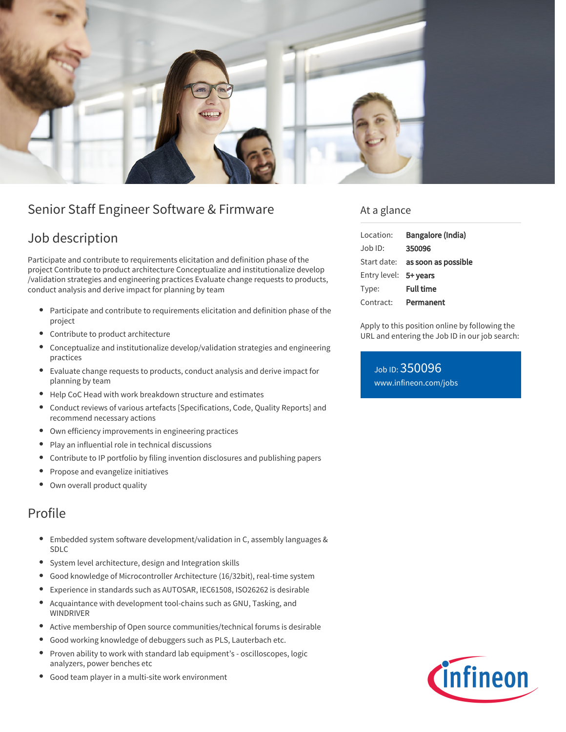# Senior Staff Engineer Software & Firmware

## Job description

Participate and contribute to requirements elicitation and definition phase of the project Contribute to product architecture Conceptualize and institutionalize develop /validation strategies and engineering practices Evaluate change requests to products, conduct analysis and derive impact for planning by team

- Participate and contribute to requirements elicitation and definition phase of the project
- Contribute to product architecture
- Conceptualize and institutionalize develop/validation strategies and engineering practices
- Evaluate change requests to products, conduct analysis and derive impact for planning by team
- Help CoC Head with work breakdown structure and estimates
- Conduct reviews of various artefacts [Specifications, Code, Quality Reports] and recommend necessary actions
- Own efficiency improvements in engineering practices
- Play an influential role in technical discussions
- Contribute to IP portfolio by filing invention disclosures and publishing papers
- Propose and evangelize initiatives
- Own overall product quality

## Profile

- Embedded system software development/validation in C, assembly languages & SDLC
- System level architecture, design and Integration skills
- Good knowledge of Microcontroller Architecture (16/32bit), real-time system
- Experience in standards such as AUTOSAR, IEC61508, ISO26262 is desirable
- Acquaintance with development tool-chains such as GNU, Tasking, and WINDRIVER
- Active membership of Open source communities/technical forums is desirable
- Good working knowledge of debuggers such as PLS, Lauterbach etc.
- Proven ability to work with standard lab equipment's - oscilloscopes, logic analyzers, power benches etc
- Good team player in a multi-site work environment

## At a glance

| | |
|---|---|
| Location: | **Bangalore (India)** |
| Job ID: | **350096** |
| Start date: | **as soon as possible** |
| Entry level: | **5+ years** |
| Type: | **Full time** |
| Contract: | **Permanent** |

Apply to this position online by following the URL and entering the Job ID in our job search:

Job ID: 350096
www.infineon.com/jobs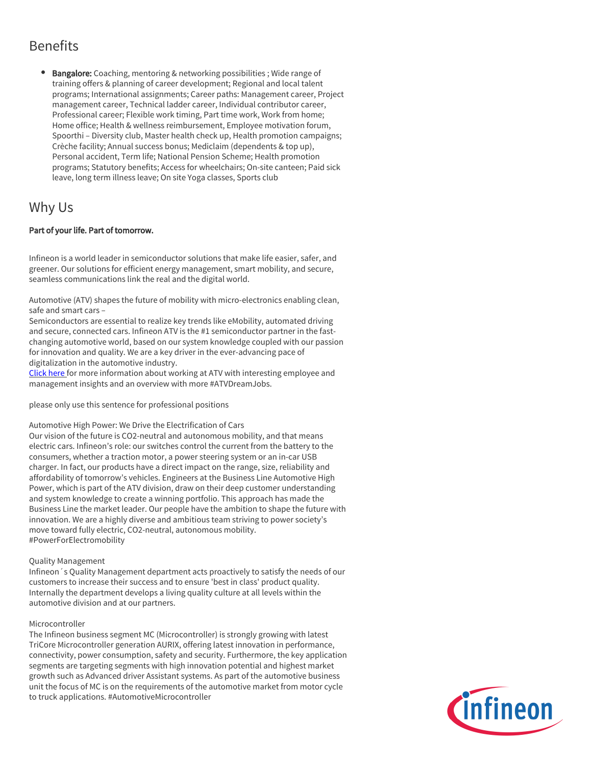## Benefits

- **Bangalore:** Coaching, mentoring & networking possibilities ; Wide range of training offers & planning of career development; Regional and local talent programs; International assignments; Career paths: Management career, Project management career, Technical ladder career, Individual contributor career, Professional career; Flexible work timing, Part time work, Work from home; Home office; Health & wellness reimbursement, Employee motivation forum, Spoorthi – Diversity club, Master health check up, Health promotion campaigns; Crèche facility; Annual success bonus; Mediclaim (dependents & top up), Personal accident, Term life; National Pension Scheme; Health promotion programs; Statutory benefits; Access for wheelchairs; On-site canteen; Paid sick leave, long term illness leave; On site Yoga classes, Sports club

## Why Us

**Part of your life. Part of tomorrow.**

Infineon is a world leader in semiconductor solutions that make life easier, safer, and greener. Our solutions for efficient energy management, smart mobility, and secure, seamless communications link the real and the digital world.

Automotive (ATV) shapes the future of mobility with micro-electronics enabling clean, safe and smart cars –
Semiconductors are essential to realize key trends like eMobility, automated driving and secure, connected cars. Infineon ATV is the #1 semiconductor partner in the fast-changing automotive world, based on our system knowledge coupled with our passion for innovation and quality. We are a key driver in the ever-advancing pace of digitalization in the automotive industry.
Click here for more information about working at ATV with interesting employee and management insights and an overview with more #ATVDreamJobs.

please only use this sentence for professional positions

Automotive High Power: We Drive the Electrification of Cars
Our vision of the future is CO2-neutral and autonomous mobility, and that means electric cars. Infineon's role: our switches control the current from the battery to the consumers, whether a traction motor, a power steering system or an in-car USB charger. In fact, our products have a direct impact on the range, size, reliability and affordability of tomorrow's vehicles. Engineers at the Business Line Automotive High Power, which is part of the ATV division, draw on their deep customer understanding and system knowledge to create a winning portfolio. This approach has made the Business Line the market leader. Our people have the ambition to shape the future with innovation. We are a highly diverse and ambitious team striving to power society's move toward fully electric, CO2-neutral, autonomous mobility. #PowerForElectromobility

Quality Management
Infineon´s Quality Management department acts proactively to satisfy the needs of our customers to increase their success and to ensure 'best in class' product quality. Internally the department develops a living quality culture at all levels within the automotive division and at our partners.

Microcontroller
The Infineon business segment MC (Microcontroller) is strongly growing with latest TriCore Microcontroller generation AURIX, offering latest innovation in performance, connectivity, power consumption, safety and security. Furthermore, the key application segments are targeting segments with high innovation potential and highest market growth such as Advanced driver Assistant systems. As part of the automotive business unit the focus of MC is on the requirements of the automotive market from motor cycle to truck applications. #AutomotiveMicrocontroller